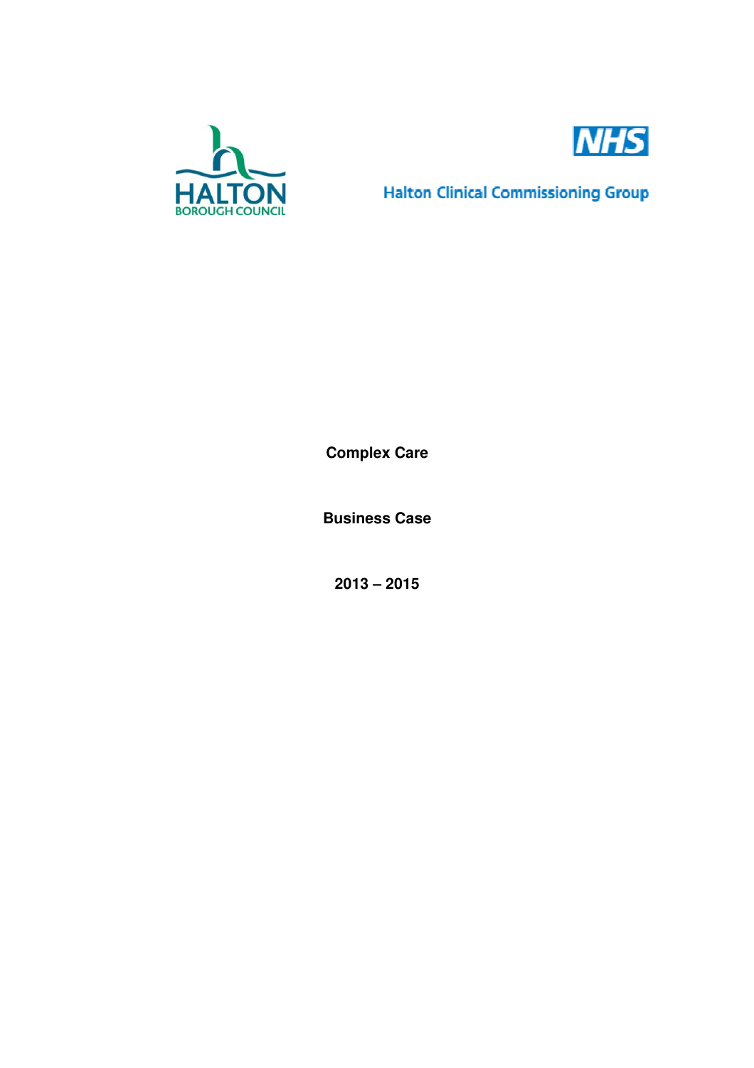HALTON BOROUGH COUNCIL

NHS

Halton Clinical Commissioning Group

# Complex Care

## Business Case

## 2013 – 2015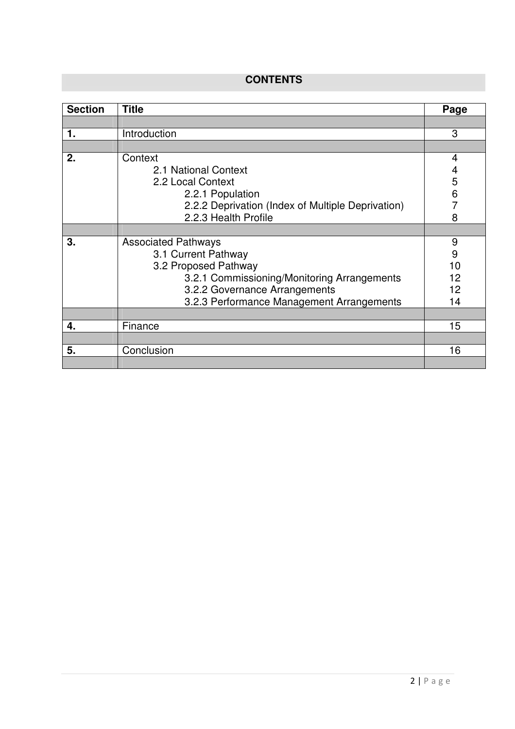## CONTENTS

| Section | Title | Page |
|---|---|---|
| | | |
| **1.** | Introduction | 3 |
| | | |
| **2.** | Context | 4 |
| | 2.1 National Context | 4 |
| | 2.2 Local Context | 5 |
| | 2.2.1 Population | 6 |
| | 2.2.2 Deprivation (Index of Multiple Deprivation) | 7 |
| | 2.2.3 Health Profile | 8 |
| | | |
| **3.** | Associated Pathways | 9 |
| | 3.1 Current Pathway | 9 |
| | 3.2 Proposed Pathway | 10 |
| | 3.2.1 Commissioning/Monitoring Arrangements | 12 |
| | 3.2.2 Governance Arrangements | 12 |
| | 3.2.3 Performance Management Arrangements | 14 |
| | | |
| **4.** | Finance | 15 |
| | | |
| **5.** | Conclusion | 16 |
| | | |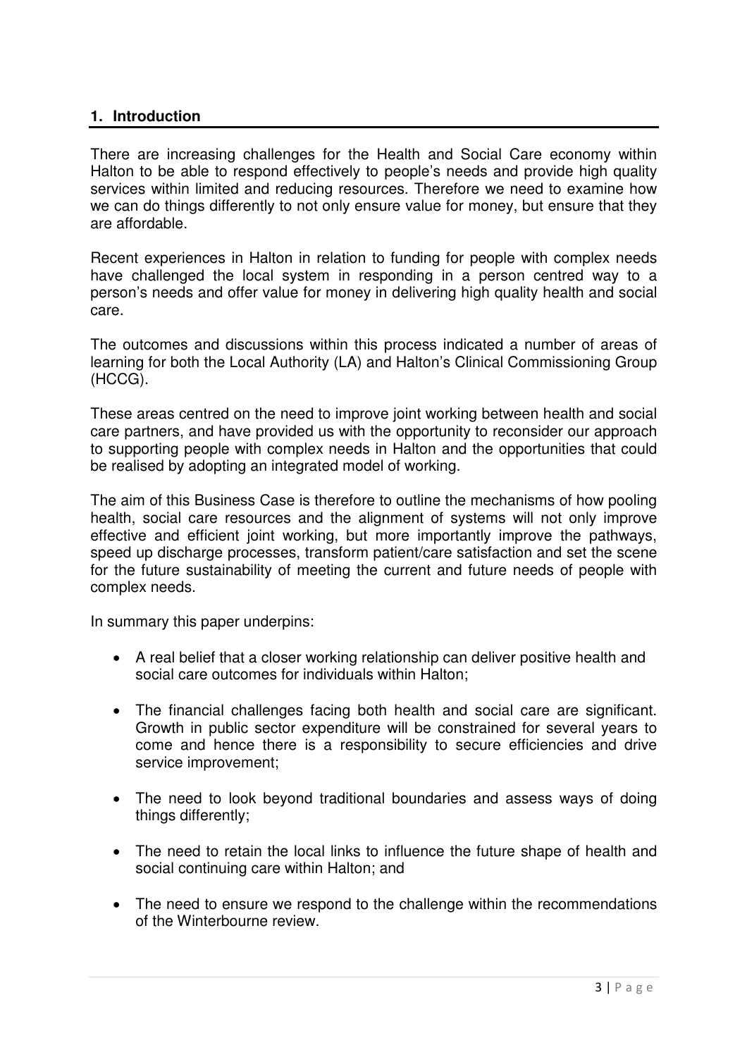## 1. Introduction

There are increasing challenges for the Health and Social Care economy within Halton to be able to respond effectively to people's needs and provide high quality services within limited and reducing resources. Therefore we need to examine how we can do things differently to not only ensure value for money, but ensure that they are affordable.

Recent experiences in Halton in relation to funding for people with complex needs have challenged the local system in responding in a person centred way to a person's needs and offer value for money in delivering high quality health and social care.

The outcomes and discussions within this process indicated a number of areas of learning for both the Local Authority (LA) and Halton's Clinical Commissioning Group (HCCG).

These areas centred on the need to improve joint working between health and social care partners, and have provided us with the opportunity to reconsider our approach to supporting people with complex needs in Halton and the opportunities that could be realised by adopting an integrated model of working.

The aim of this Business Case is therefore to outline the mechanisms of how pooling health, social care resources and the alignment of systems will not only improve effective and efficient joint working, but more importantly improve the pathways, speed up discharge processes, transform patient/care satisfaction and set the scene for the future sustainability of meeting the current and future needs of people with complex needs.

In summary this paper underpins:

- A real belief that a closer working relationship can deliver positive health and social care outcomes for individuals within Halton;
- The financial challenges facing both health and social care are significant. Growth in public sector expenditure will be constrained for several years to come and hence there is a responsibility to secure efficiencies and drive service improvement;
- The need to look beyond traditional boundaries and assess ways of doing things differently;
- The need to retain the local links to influence the future shape of health and social continuing care within Halton; and
- The need to ensure we respond to the challenge within the recommendations of the Winterbourne review.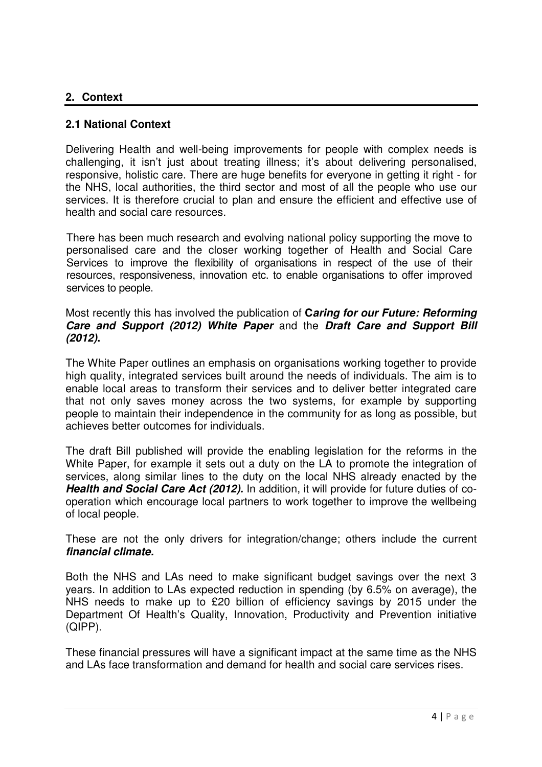## 2. Context

### 2.1 National Context

Delivering Health and well-being improvements for people with complex needs is challenging, it isn't just about treating illness; it's about delivering personalised, responsive, holistic care. There are huge benefits for everyone in getting it right - for the NHS, local authorities, the third sector and most of all the people who use our services. It is therefore crucial to plan and ensure the efficient and effective use of health and social care resources.

There has been much research and evolving national policy supporting the move to personalised care and the closer working together of Health and Social Care Services to improve the flexibility of organisations in respect of the use of their resources, responsiveness, innovation etc. to enable organisations to offer improved services to people.

Most recently this has involved the publication of **C*aring for our Future: Reforming Care and Support (2012) White Paper*** and the ***Draft Care and Support Bill (2012).***

The White Paper outlines an emphasis on organisations working together to provide high quality, integrated services built around the needs of individuals. The aim is to enable local areas to transform their services and to deliver better integrated care that not only saves money across the two systems, for example by supporting people to maintain their independence in the community for as long as possible, but achieves better outcomes for individuals.

The draft Bill published will provide the enabling legislation for the reforms in the White Paper, for example it sets out a duty on the LA to promote the integration of services, along similar lines to the duty on the local NHS already enacted by the ***Health and Social Care Act (2012).*** In addition, it will provide for future duties of co-operation which encourage local partners to work together to improve the wellbeing of local people.

These are not the only drivers for integration/change; others include the current ***financial climate.***

Both the NHS and LAs need to make significant budget savings over the next 3 years. In addition to LAs expected reduction in spending (by 6.5% on average), the NHS needs to make up to £20 billion of efficiency savings by 2015 under the Department Of Health's Quality, Innovation, Productivity and Prevention initiative (QIPP).

These financial pressures will have a significant impact at the same time as the NHS and LAs face transformation and demand for health and social care services rises.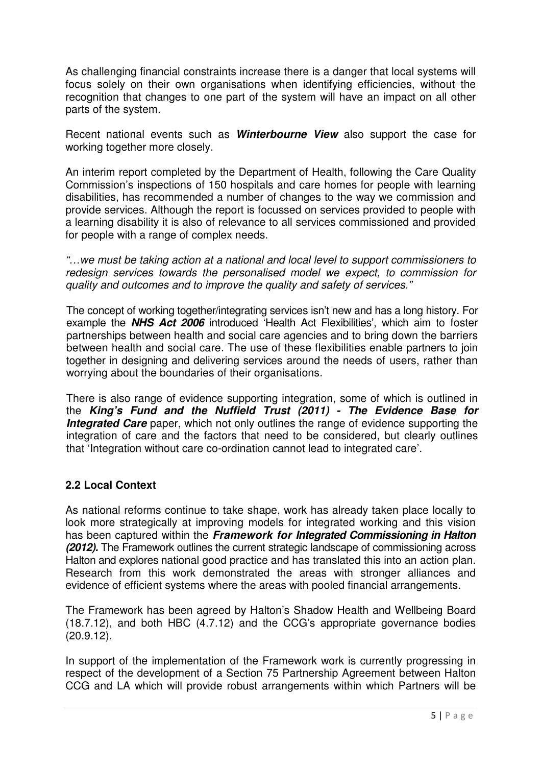As challenging financial constraints increase there is a danger that local systems will focus solely on their own organisations when identifying efficiencies, without the recognition that changes to one part of the system will have an impact on all other parts of the system.

Recent national events such as ***Winterbourne View*** also support the case for working together more closely.

An interim report completed by the Department of Health, following the Care Quality Commission's inspections of 150 hospitals and care homes for people with learning disabilities, has recommended a number of changes to the way we commission and provide services. Although the report is focussed on services provided to people with a learning disability it is also of relevance to all services commissioned and provided for people with a range of complex needs.

*"…we must be taking action at a national and local level to support commissioners to redesign services towards the personalised model we expect, to commission for quality and outcomes and to improve the quality and safety of services."*

The concept of working together/integrating services isn't new and has a long history. For example the ***NHS Act 2006*** introduced 'Health Act Flexibilities', which aim to foster partnerships between health and social care agencies and to bring down the barriers between health and social care. The use of these flexibilities enable partners to join together in designing and delivering services around the needs of users, rather than worrying about the boundaries of their organisations.

There is also range of evidence supporting integration, some of which is outlined in the ***King's Fund and the Nuffield Trust (2011) - The Evidence Base for Integrated Care*** paper, which not only outlines the range of evidence supporting the integration of care and the factors that need to be considered, but clearly outlines that 'Integration without care co-ordination cannot lead to integrated care'.

## 2.2 Local Context

As national reforms continue to take shape, work has already taken place locally to look more strategically at improving models for integrated working and this vision has been captured within the ***Framework for Integrated Commissioning in Halton (2012).*** The Framework outlines the current strategic landscape of commissioning across Halton and explores national good practice and has translated this into an action plan. Research from this work demonstrated the areas with stronger alliances and evidence of efficient systems where the areas with pooled financial arrangements.

The Framework has been agreed by Halton's Shadow Health and Wellbeing Board (18.7.12), and both HBC (4.7.12) and the CCG's appropriate governance bodies (20.9.12).

In support of the implementation of the Framework work is currently progressing in respect of the development of a Section 75 Partnership Agreement between Halton CCG and LA which will provide robust arrangements within which Partners will be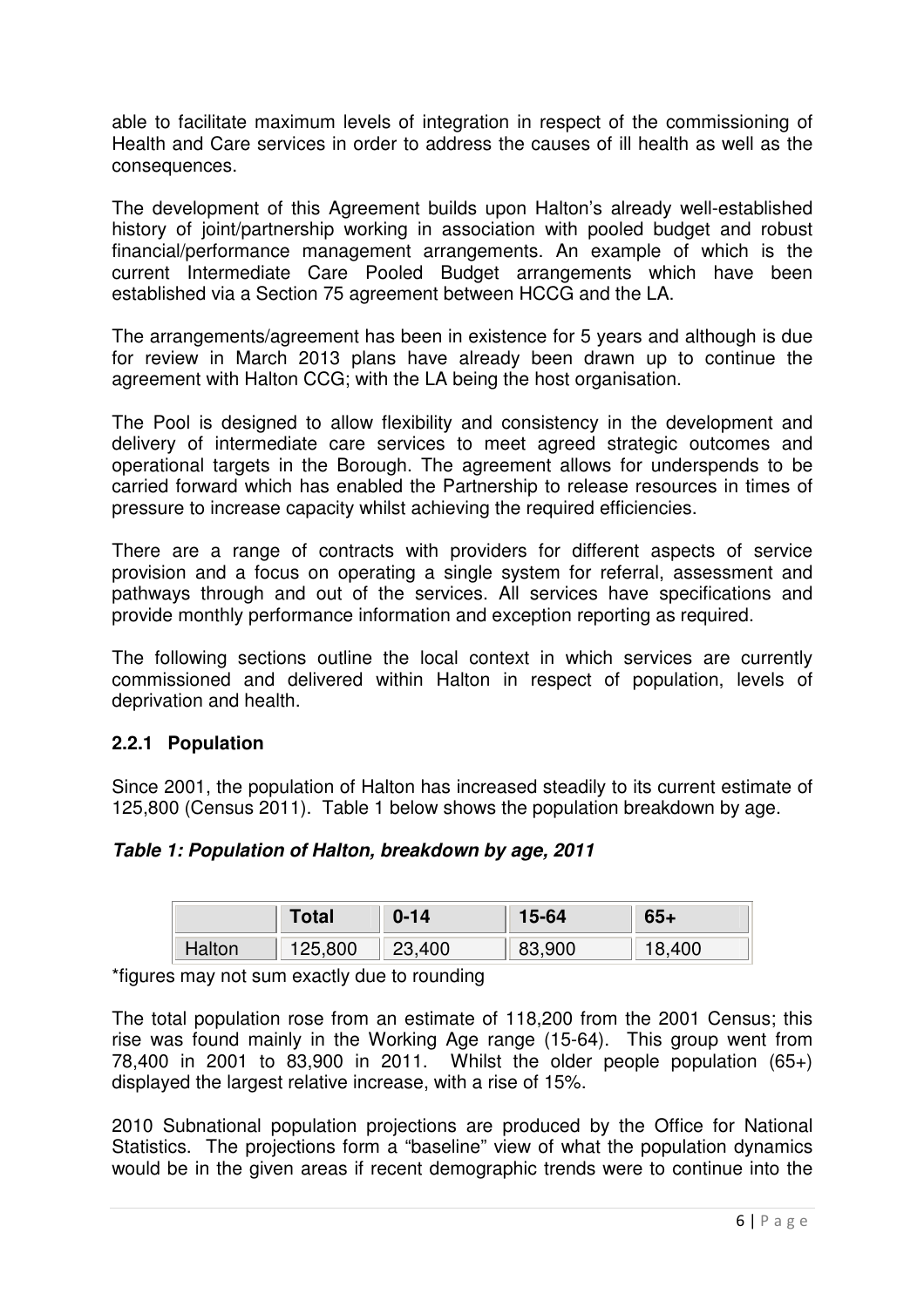able to facilitate maximum levels of integration in respect of the commissioning of Health and Care services in order to address the causes of ill health as well as the consequences.

The development of this Agreement builds upon Halton's already well-established history of joint/partnership working in association with pooled budget and robust financial/performance management arrangements. An example of which is the current Intermediate Care Pooled Budget arrangements which have been established via a Section 75 agreement between HCCG and the LA.

The arrangements/agreement has been in existence for 5 years and although is due for review in March 2013 plans have already been drawn up to continue the agreement with Halton CCG; with the LA being the host organisation.

The Pool is designed to allow flexibility and consistency in the development and delivery of intermediate care services to meet agreed strategic outcomes and operational targets in the Borough. The agreement allows for underspends to be carried forward which has enabled the Partnership to release resources in times of pressure to increase capacity whilst achieving the required efficiencies.

There are a range of contracts with providers for different aspects of service provision and a focus on operating a single system for referral, assessment and pathways through and out of the services. All services have specifications and provide monthly performance information and exception reporting as required.

The following sections outline the local context in which services are currently commissioned and delivered within Halton in respect of population, levels of deprivation and health.

### 2.2.1 Population

Since 2001, the population of Halton has increased steadily to its current estimate of 125,800 (Census 2011). Table 1 below shows the population breakdown by age.

***Table 1: Population of Halton, breakdown by age, 2011***

| | **Total** | **0-14** | **15-64** | **65+** |
|---|---|---|---|---|
| Halton | 125,800 | 23,400 | 83,900 | 18,400 |

*figures may not sum exactly due to rounding

The total population rose from an estimate of 118,200 from the 2001 Census; this rise was found mainly in the Working Age range (15-64). This group went from 78,400 in 2001 to 83,900 in 2011. Whilst the older people population (65+) displayed the largest relative increase, with a rise of 15%.

2010 Subnational population projections are produced by the Office for National Statistics. The projections form a "baseline" view of what the population dynamics would be in the given areas if recent demographic trends were to continue into the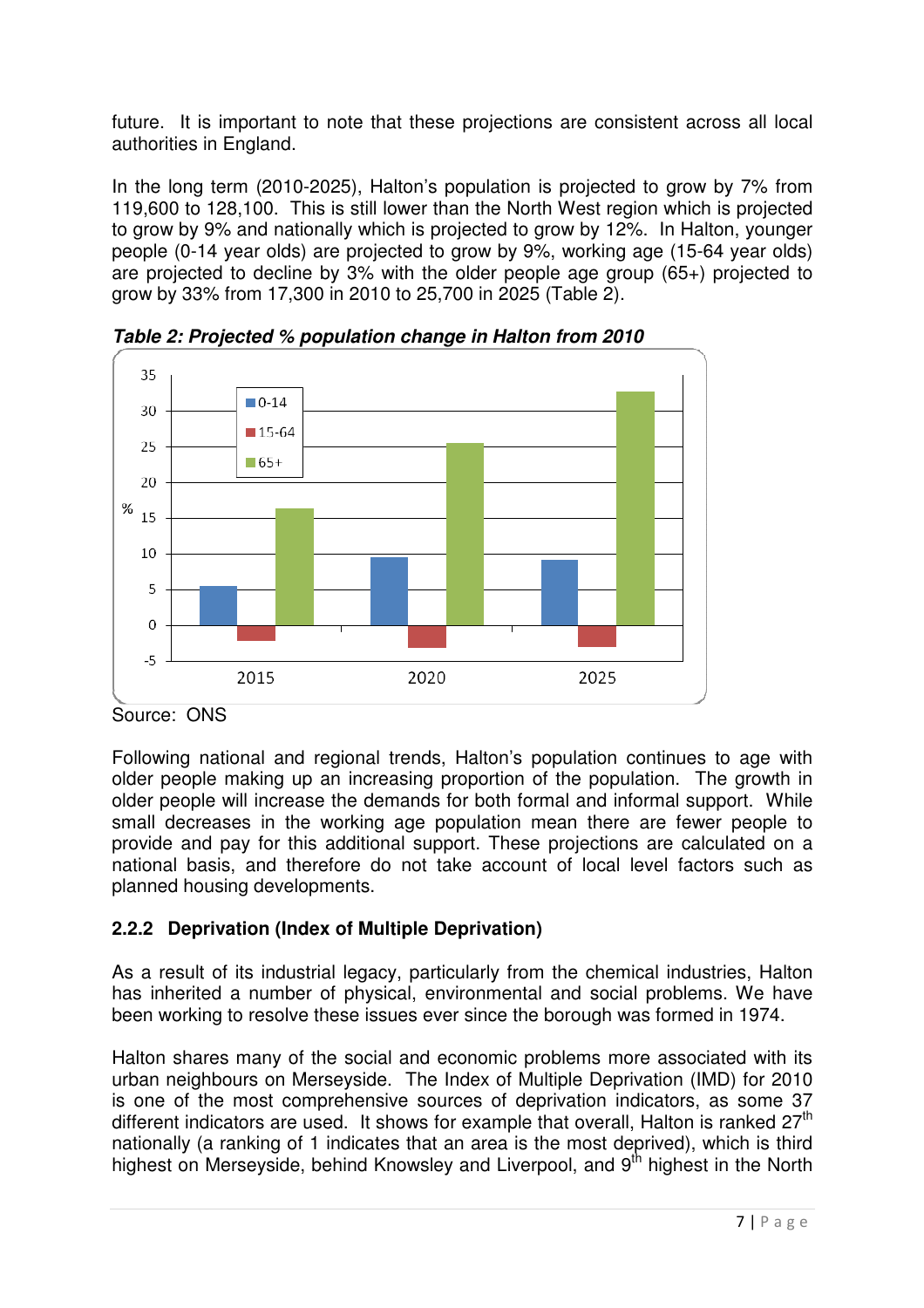future. It is important to note that these projections are consistent across all local authorities in England.

In the long term (2010-2025), Halton's population is projected to grow by 7% from 119,600 to 128,100. This is still lower than the North West region which is projected to grow by 9% and nationally which is projected to grow by 12%. In Halton, younger people (0-14 year olds) are projected to grow by 9%, working age (15-64 year olds) are projected to decline by 3% with the older people age group (65+) projected to grow by 33% from 17,300 in 2010 to 25,700 in 2025 (Table 2).

***Table 2: Projected % population change in Halton from 2010***

Source: ONS

Following national and regional trends, Halton's population continues to age with older people making up an increasing proportion of the population. The growth in older people will increase the demands for both formal and informal support. While small decreases in the working age population mean there are fewer people to provide and pay for this additional support. These projections are calculated on a national basis, and therefore do not take account of local level factors such as planned housing developments.

### 2.2.2 Deprivation (Index of Multiple Deprivation)

As a result of its industrial legacy, particularly from the chemical industries, Halton has inherited a number of physical, environmental and social problems. We have been working to resolve these issues ever since the borough was formed in 1974.

Halton shares many of the social and economic problems more associated with its urban neighbours on Merseyside. The Index of Multiple Deprivation (IMD) for 2010 is one of the most comprehensive sources of deprivation indicators, as some 37 different indicators are used. It shows for example that overall, Halton is ranked 27th nationally (a ranking of 1 indicates that an area is the most deprived), which is third highest on Merseyside, behind Knowsley and Liverpool, and 9th highest in the North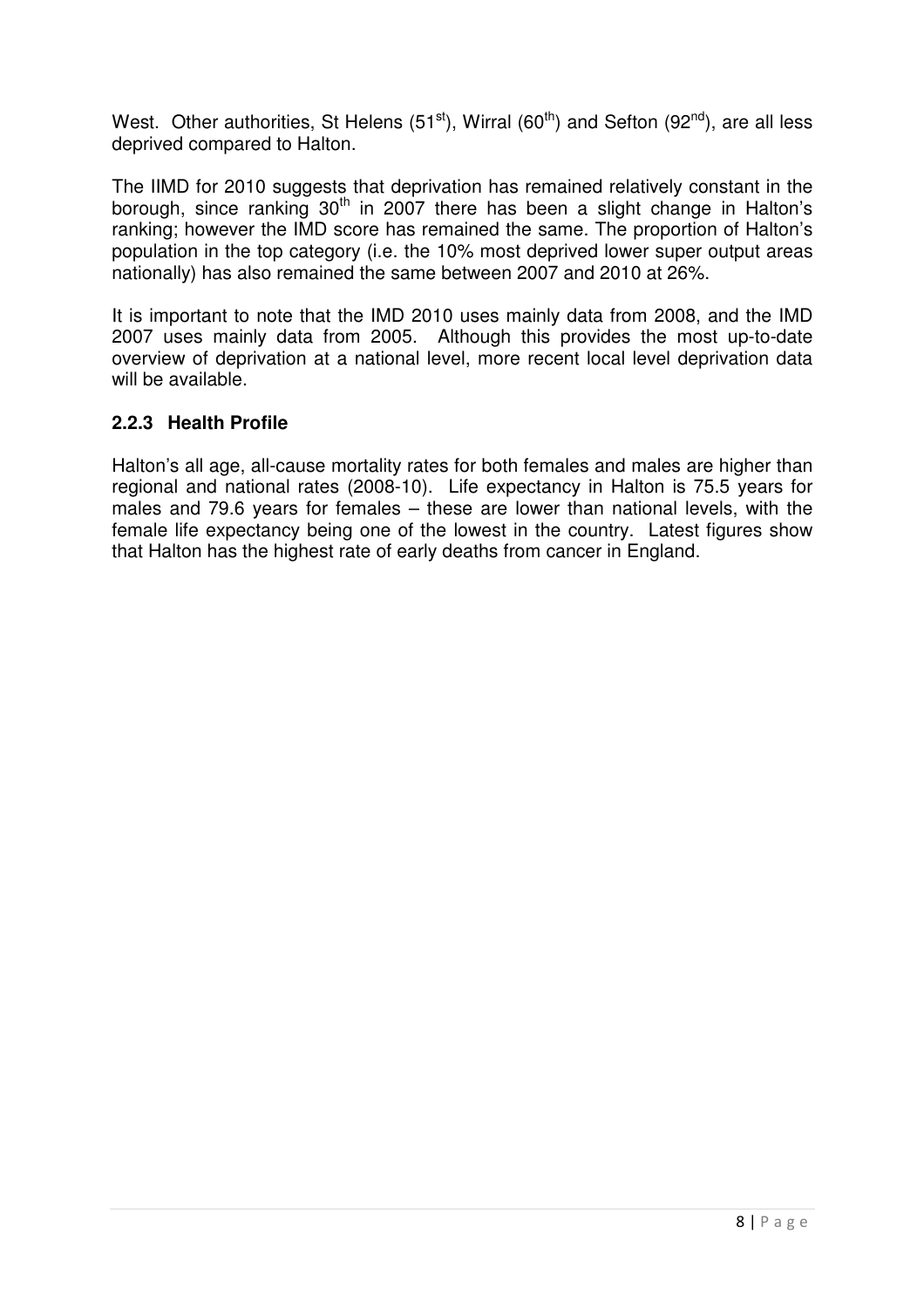West. Other authorities, St Helens (51st), Wirral (60th) and Sefton (92nd), are all less deprived compared to Halton.

The IIMD for 2010 suggests that deprivation has remained relatively constant in the borough, since ranking 30th in 2007 there has been a slight change in Halton's ranking; however the IMD score has remained the same. The proportion of Halton's population in the top category (i.e. the 10% most deprived lower super output areas nationally) has also remained the same between 2007 and 2010 at 26%.

It is important to note that the IMD 2010 uses mainly data from 2008, and the IMD 2007 uses mainly data from 2005. Although this provides the most up-to-date overview of deprivation at a national level, more recent local level deprivation data will be available.

### 2.2.3 Health Profile

Halton's all age, all-cause mortality rates for both females and males are higher than regional and national rates (2008-10). Life expectancy in Halton is 75.5 years for males and 79.6 years for females – these are lower than national levels, with the female life expectancy being one of the lowest in the country. Latest figures show that Halton has the highest rate of early deaths from cancer in England.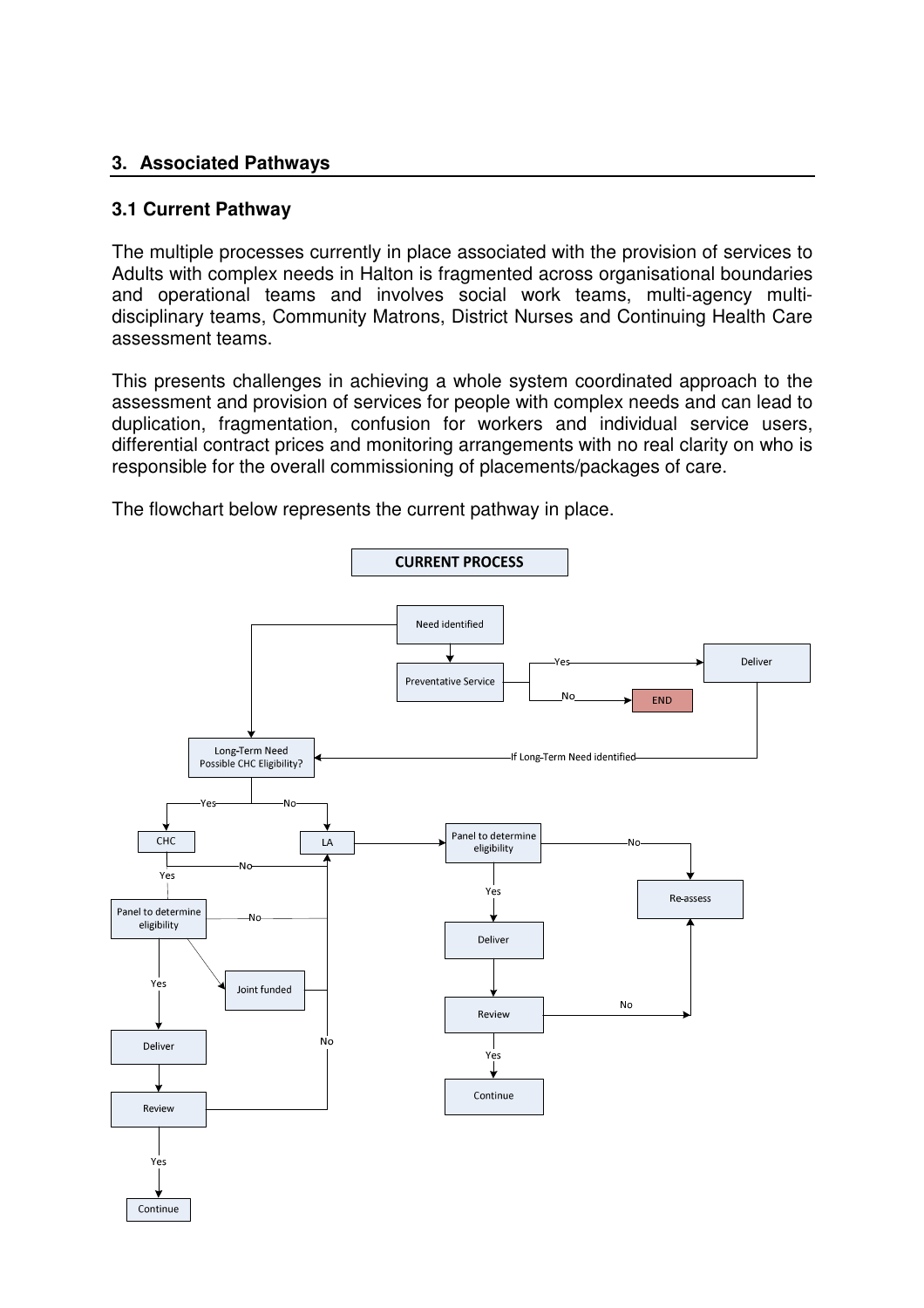## 3. Associated Pathways

### 3.1 Current Pathway

The multiple processes currently in place associated with the provision of services to Adults with complex needs in Halton is fragmented across organisational boundaries and operational teams and involves social work teams, multi-agency multi-disciplinary teams, Community Matrons, District Nurses and Continuing Health Care assessment teams.

This presents challenges in achieving a whole system coordinated approach to the assessment and provision of services for people with complex needs and can lead to duplication, fragmentation, confusion for workers and individual service users, differential contract prices and monitoring arrangements with no real clarity on who is responsible for the overall commissioning of placements/packages of care.

The flowchart below represents the current pathway in place.

**CURRENT PROCESS**

- Need identified → Preventative Service
  - Yes → Deliver → If Long-Term Need identified → Long-Term Need Possible CHC Eligibility?
  - No → END
- Need identified → Long-Term Need Possible CHC Eligibility?
  - Yes → CHC
    - No → LA
    - Yes → Panel to determine eligibility
      - No → LA
      - Joint funded → LA
      - Yes → Deliver → Review
        - No → LA
        - Yes → Continue
  - No → LA → Panel to determine eligibility
    - No → Re-assess
    - Yes → Deliver → Review
      - No → Re-assess
      - Yes → Continue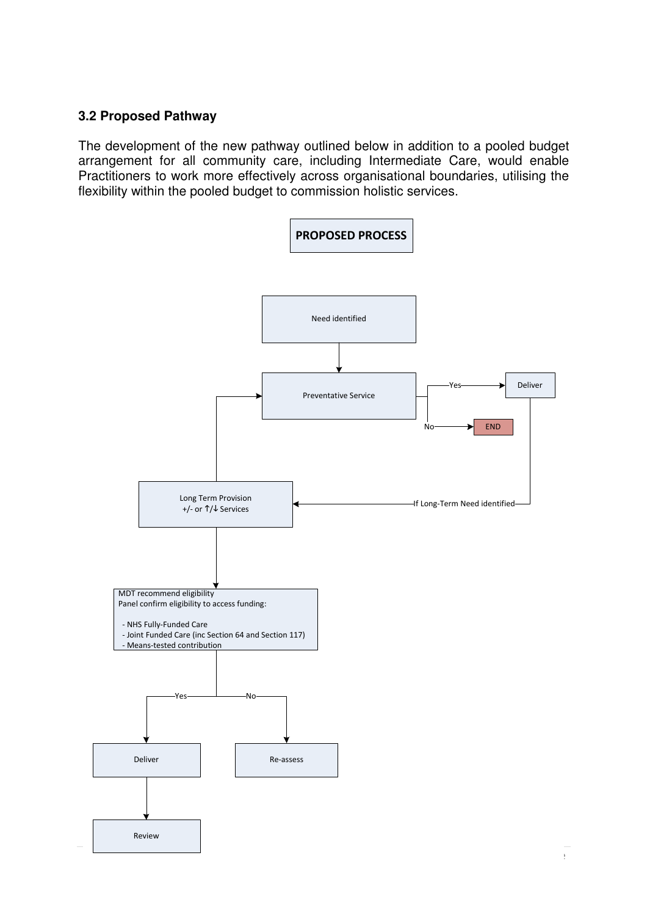### 3.2 Proposed Pathway

The development of the new pathway outlined below in addition to a pooled budget arrangement for all community care, including Intermediate Care, would enable Practitioners to work more effectively across organisational boundaries, utilising the flexibility within the pooled budget to commission holistic services.

**PROPOSED PROCESS**

Need identified

Preventative Service

Yes → Deliver

No → END

If Long-Term Need identified

Long Term Provision
+/- or ↑/↓ Services

MDT recommend eligibility
Panel confirm eligibility to access funding:

- NHS Fully-Funded Care
- Joint Funded Care (inc Section 64 and Section 117)
- Means-tested contribution

Yes → Deliver → Review

No → Re-assess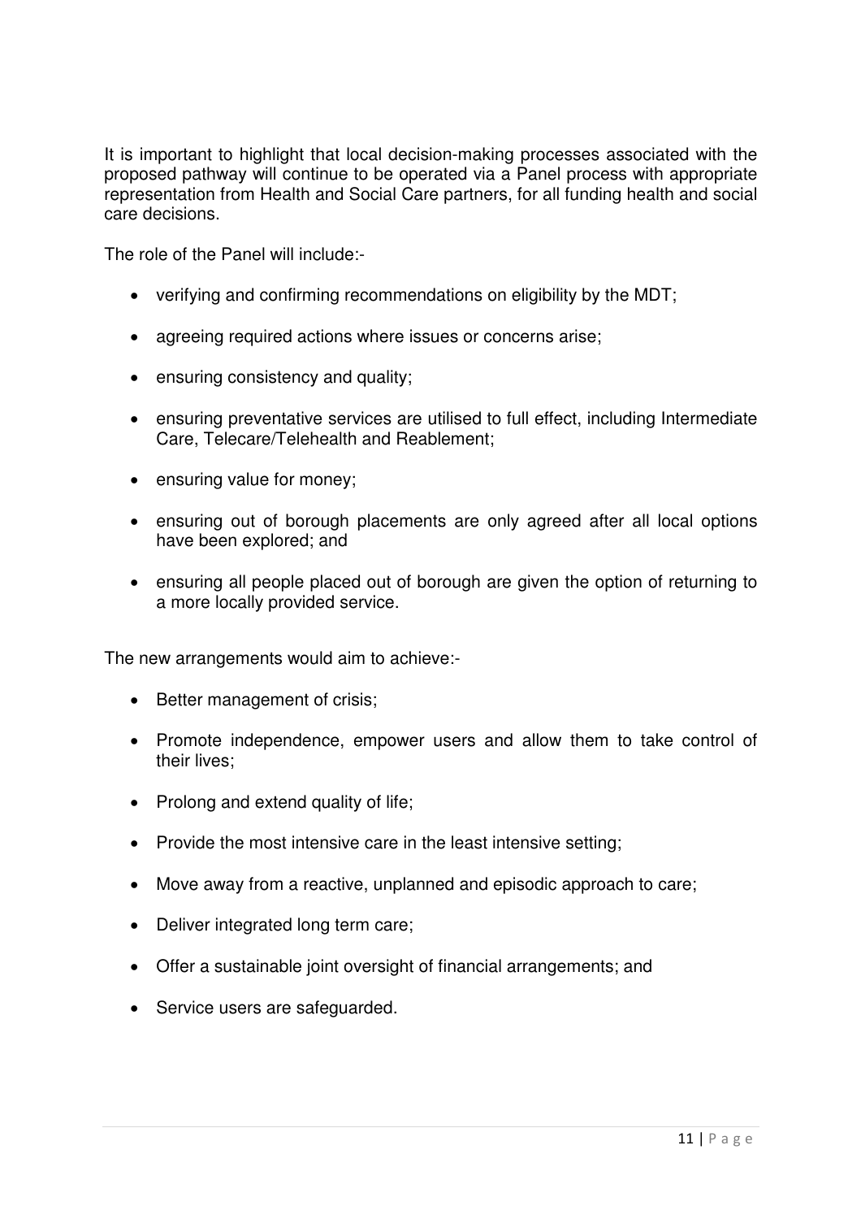It is important to highlight that local decision-making processes associated with the proposed pathway will continue to be operated via a Panel process with appropriate representation from Health and Social Care partners, for all funding health and social care decisions.

The role of the Panel will include:-

- verifying and confirming recommendations on eligibility by the MDT;
- agreeing required actions where issues or concerns arise;
- ensuring consistency and quality;
- ensuring preventative services are utilised to full effect, including Intermediate Care, Telecare/Telehealth and Reablement;
- ensuring value for money;
- ensuring out of borough placements are only agreed after all local options have been explored; and
- ensuring all people placed out of borough are given the option of returning to a more locally provided service.

The new arrangements would aim to achieve:-

- Better management of crisis;
- Promote independence, empower users and allow them to take control of their lives;
- Prolong and extend quality of life;
- Provide the most intensive care in the least intensive setting;
- Move away from a reactive, unplanned and episodic approach to care;
- Deliver integrated long term care;
- Offer a sustainable joint oversight of financial arrangements; and
- Service users are safeguarded.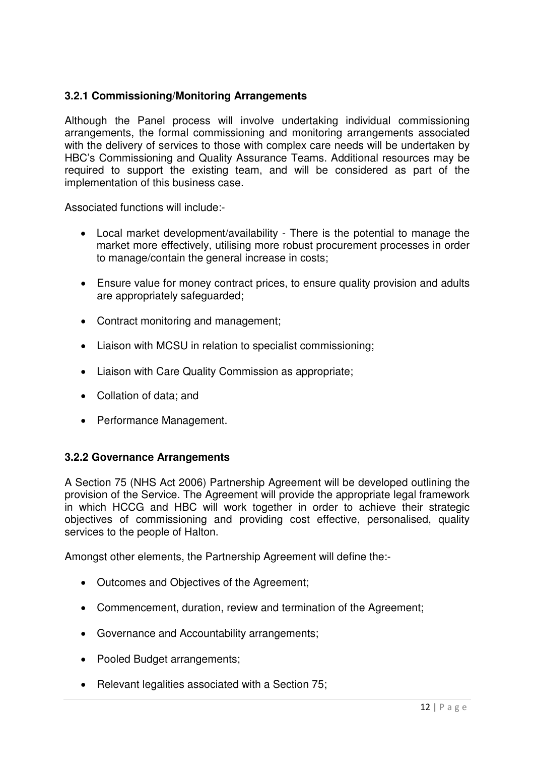### 3.2.1 Commissioning/Monitoring Arrangements

Although the Panel process will involve undertaking individual commissioning arrangements, the formal commissioning and monitoring arrangements associated with the delivery of services to those with complex care needs will be undertaken by HBC's Commissioning and Quality Assurance Teams. Additional resources may be required to support the existing team, and will be considered as part of the implementation of this business case.

Associated functions will include:-

- Local market development/availability - There is the potential to manage the market more effectively, utilising more robust procurement processes in order to manage/contain the general increase in costs;
- Ensure value for money contract prices, to ensure quality provision and adults are appropriately safeguarded;
- Contract monitoring and management;
- Liaison with MCSU in relation to specialist commissioning;
- Liaison with Care Quality Commission as appropriate;
- Collation of data; and
- Performance Management.

### 3.2.2 Governance Arrangements

A Section 75 (NHS Act 2006) Partnership Agreement will be developed outlining the provision of the Service. The Agreement will provide the appropriate legal framework in which HCCG and HBC will work together in order to achieve their strategic objectives of commissioning and providing cost effective, personalised, quality services to the people of Halton.

Amongst other elements, the Partnership Agreement will define the:-

- Outcomes and Objectives of the Agreement;
- Commencement, duration, review and termination of the Agreement;
- Governance and Accountability arrangements;
- Pooled Budget arrangements;
- Relevant legalities associated with a Section 75;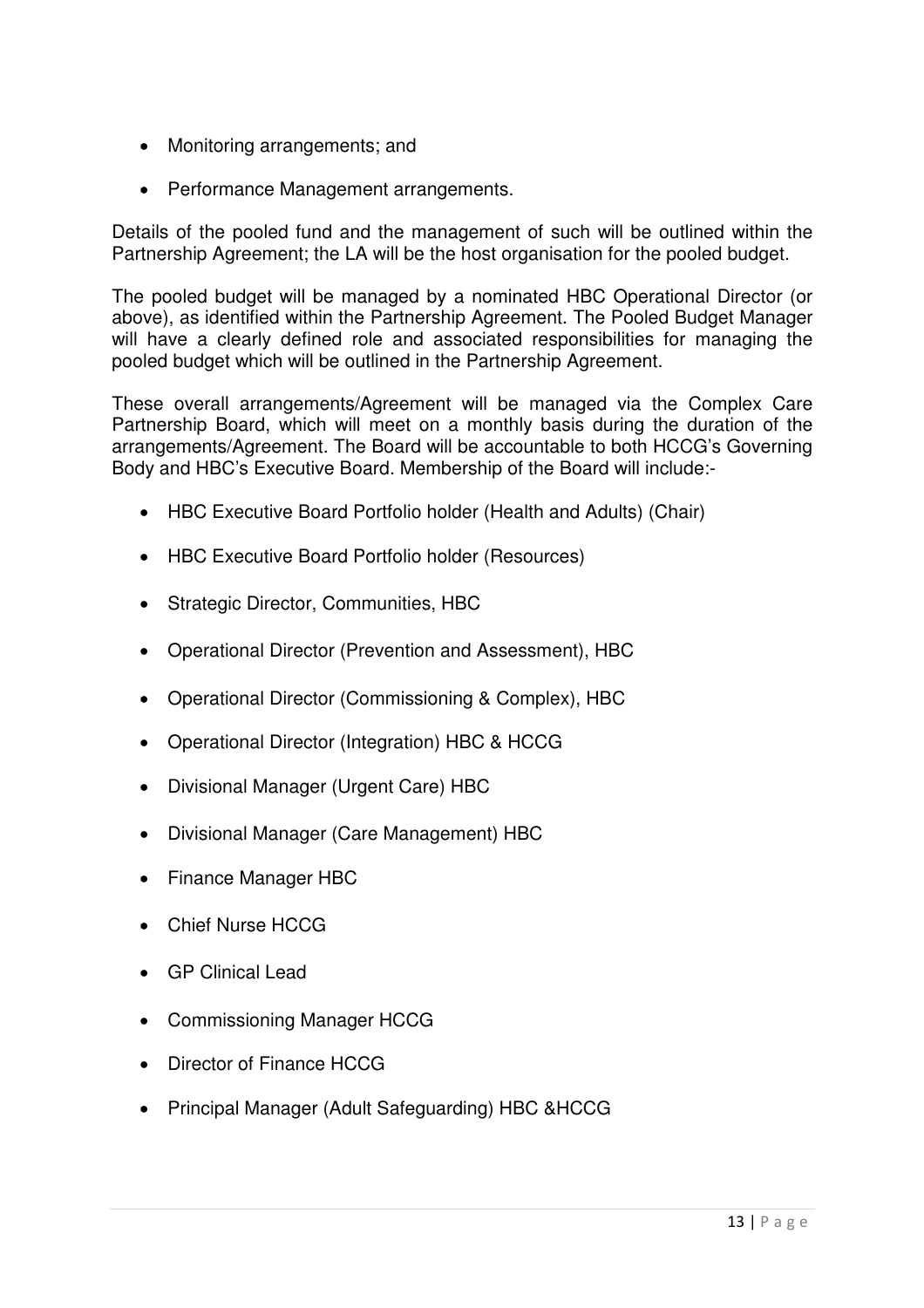- Monitoring arrangements; and
- Performance Management arrangements.

Details of the pooled fund and the management of such will be outlined within the Partnership Agreement; the LA will be the host organisation for the pooled budget.

The pooled budget will be managed by a nominated HBC Operational Director (or above), as identified within the Partnership Agreement. The Pooled Budget Manager will have a clearly defined role and associated responsibilities for managing the pooled budget which will be outlined in the Partnership Agreement.

These overall arrangements/Agreement will be managed via the Complex Care Partnership Board, which will meet on a monthly basis during the duration of the arrangements/Agreement. The Board will be accountable to both HCCG's Governing Body and HBC's Executive Board. Membership of the Board will include:-

- HBC Executive Board Portfolio holder (Health and Adults) (Chair)
- HBC Executive Board Portfolio holder (Resources)
- Strategic Director, Communities, HBC
- Operational Director (Prevention and Assessment), HBC
- Operational Director (Commissioning & Complex), HBC
- Operational Director (Integration) HBC & HCCG
- Divisional Manager (Urgent Care) HBC
- Divisional Manager (Care Management) HBC
- Finance Manager HBC
- Chief Nurse HCCG
- GP Clinical Lead
- Commissioning Manager HCCG
- Director of Finance HCCG
- Principal Manager (Adult Safeguarding) HBC &HCCG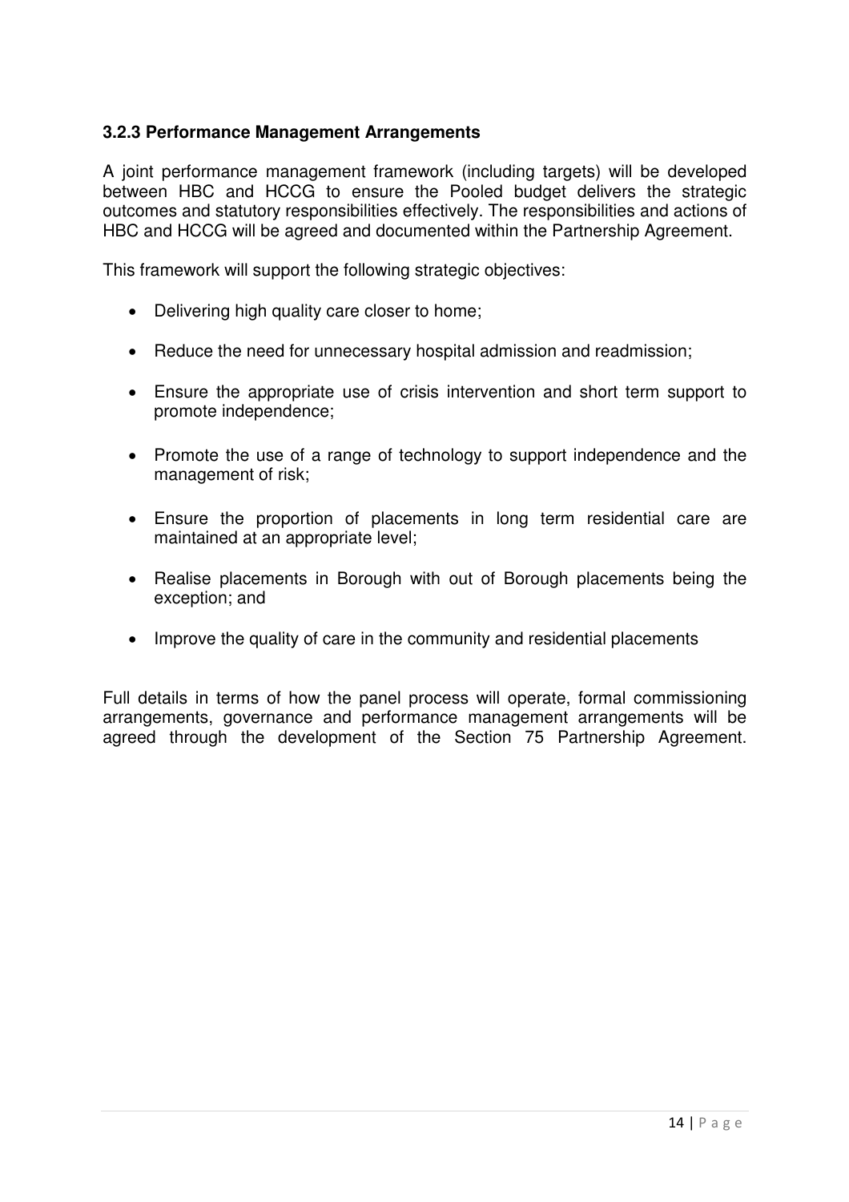### 3.2.3 Performance Management Arrangements

A joint performance management framework (including targets) will be developed between HBC and HCCG to ensure the Pooled budget delivers the strategic outcomes and statutory responsibilities effectively. The responsibilities and actions of HBC and HCCG will be agreed and documented within the Partnership Agreement.

This framework will support the following strategic objectives:

- Delivering high quality care closer to home;
- Reduce the need for unnecessary hospital admission and readmission;
- Ensure the appropriate use of crisis intervention and short term support to promote independence;
- Promote the use of a range of technology to support independence and the management of risk;
- Ensure the proportion of placements in long term residential care are maintained at an appropriate level;
- Realise placements in Borough with out of Borough placements being the exception; and
- Improve the quality of care in the community and residential placements

Full details in terms of how the panel process will operate, formal commissioning arrangements, governance and performance management arrangements will be agreed through the development of the Section 75 Partnership Agreement.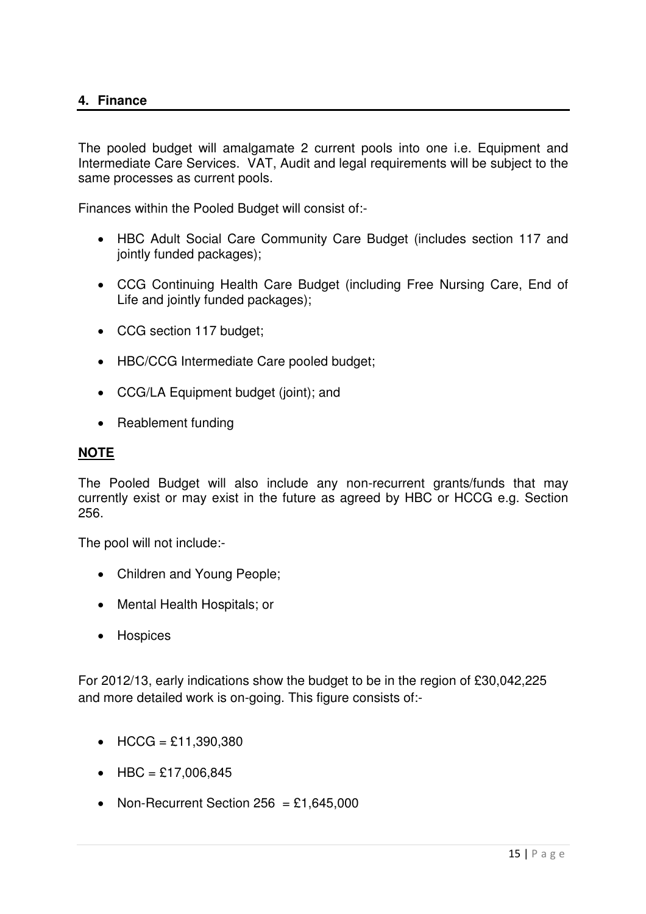## 4. Finance

The pooled budget will amalgamate 2 current pools into one i.e. Equipment and Intermediate Care Services. VAT, Audit and legal requirements will be subject to the same processes as current pools.

Finances within the Pooled Budget will consist of:-

- HBC Adult Social Care Community Care Budget (includes section 117 and jointly funded packages);
- CCG Continuing Health Care Budget (including Free Nursing Care, End of Life and jointly funded packages);
- CCG section 117 budget;
- HBC/CCG Intermediate Care pooled budget;
- CCG/LA Equipment budget (joint); and
- Reablement funding

**NOTE**

The Pooled Budget will also include any non-recurrent grants/funds that may currently exist or may exist in the future as agreed by HBC or HCCG e.g. Section 256.

The pool will not include:-

- Children and Young People;
- Mental Health Hospitals; or
- Hospices

For 2012/13, early indications show the budget to be in the region of £30,042,225 and more detailed work is on-going. This figure consists of:-

- HCCG = £11,390,380
- HBC = £17,006,845
- Non-Recurrent Section 256 = £1,645,000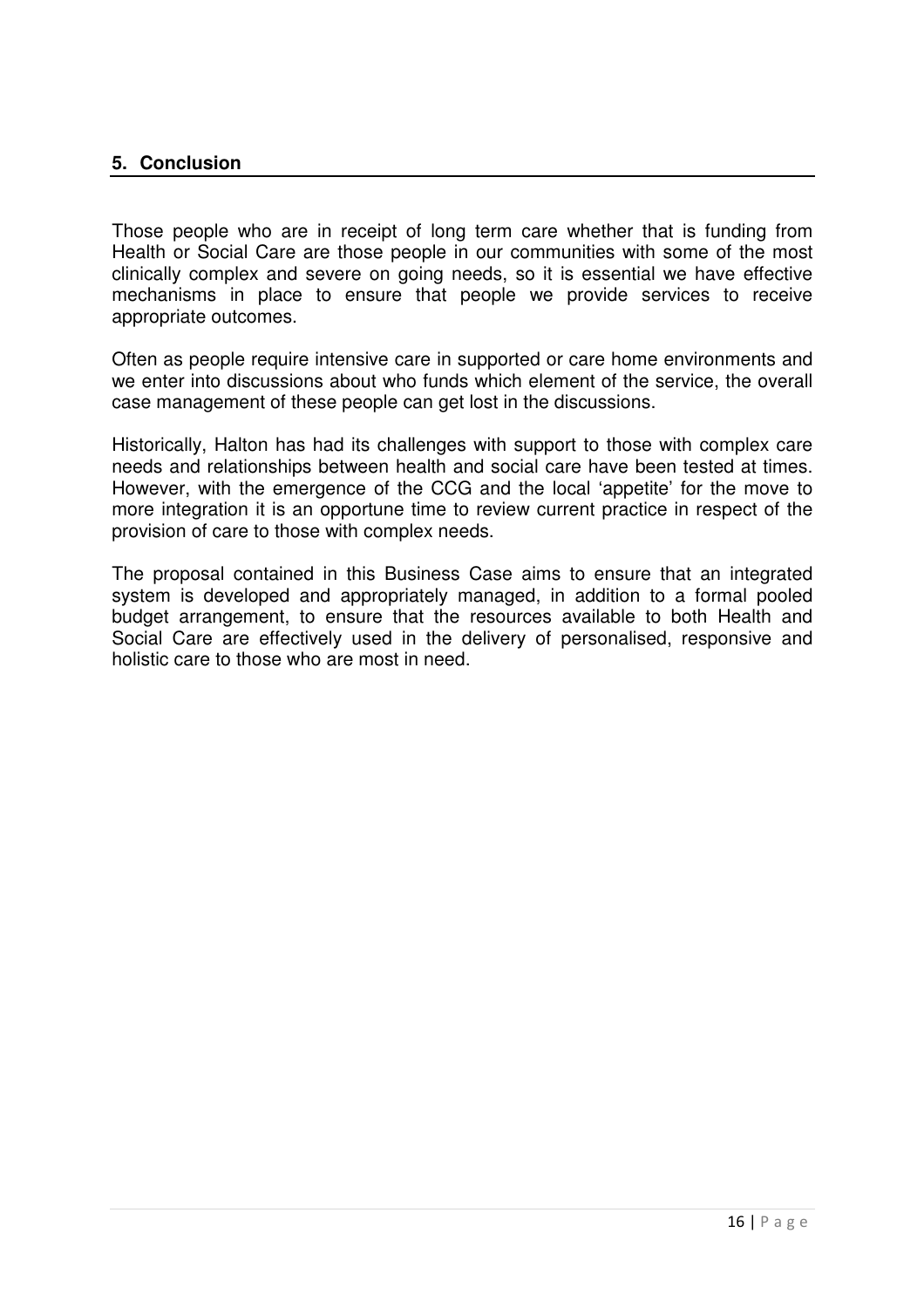## 5. Conclusion

Those people who are in receipt of long term care whether that is funding from Health or Social Care are those people in our communities with some of the most clinically complex and severe on going needs, so it is essential we have effective mechanisms in place to ensure that people we provide services to receive appropriate outcomes.

Often as people require intensive care in supported or care home environments and we enter into discussions about who funds which element of the service, the overall case management of these people can get lost in the discussions.

Historically, Halton has had its challenges with support to those with complex care needs and relationships between health and social care have been tested at times. However, with the emergence of the CCG and the local 'appetite' for the move to more integration it is an opportune time to review current practice in respect of the provision of care to those with complex needs.

The proposal contained in this Business Case aims to ensure that an integrated system is developed and appropriately managed, in addition to a formal pooled budget arrangement, to ensure that the resources available to both Health and Social Care are effectively used in the delivery of personalised, responsive and holistic care to those who are most in need.